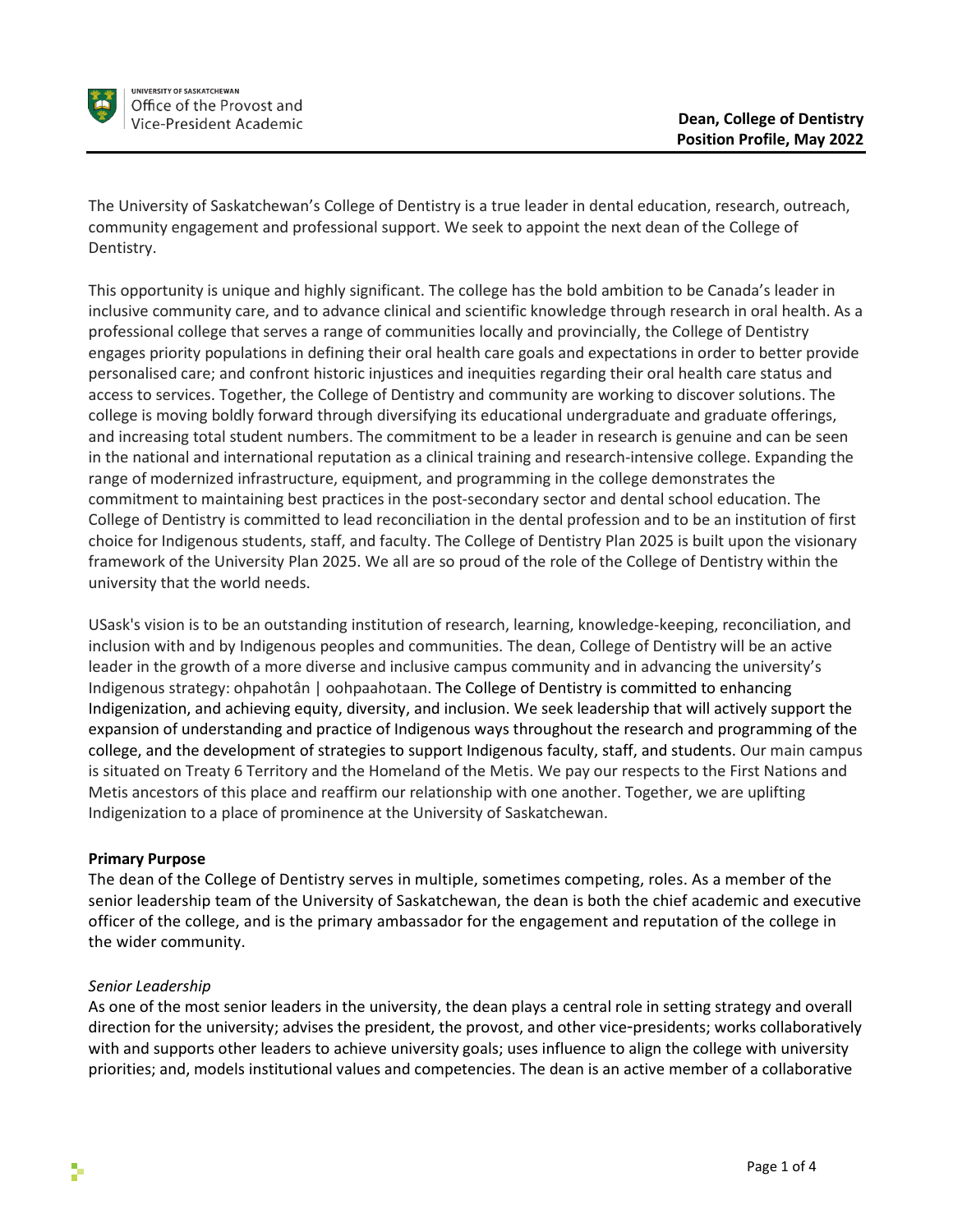UNIVERSITY OF SASKATCHEWAN
Office of the Provost and Vice-President Academic

**Dean, College of Dentistry**
**Position Profile, May 2022**

The University of Saskatchewan's College of Dentistry is a true leader in dental education, research, outreach, community engagement and professional support. We seek to appoint the next dean of the College of Dentistry.

This opportunity is unique and highly significant. The college has the bold ambition to be Canada's leader in inclusive community care, and to advance clinical and scientific knowledge through research in oral health. As a professional college that serves a range of communities locally and provincially, the College of Dentistry engages priority populations in defining their oral health care goals and expectations in order to better provide personalised care; and confront historic injustices and inequities regarding their oral health care status and access to services. Together, the College of Dentistry and community are working to discover solutions. The college is moving boldly forward through diversifying its educational undergraduate and graduate offerings, and increasing total student numbers. The commitment to be a leader in research is genuine and can be seen in the national and international reputation as a clinical training and research-intensive college. Expanding the range of modernized infrastructure, equipment, and programming in the college demonstrates the commitment to maintaining best practices in the post-secondary sector and dental school education. The College of Dentistry is committed to lead reconciliation in the dental profession and to be an institution of first choice for Indigenous students, staff, and faculty. The College of Dentistry Plan 2025 is built upon the visionary framework of the University Plan 2025. We all are so proud of the role of the College of Dentistry within the university that the world needs.

USask's vision is to be an outstanding institution of research, learning, knowledge-keeping, reconciliation, and inclusion with and by Indigenous peoples and communities. The dean, College of Dentistry will be an active leader in the growth of a more diverse and inclusive campus community and in advancing the university's Indigenous strategy: ohpahotân | oohpaahotaan. The College of Dentistry is committed to enhancing Indigenization, and achieving equity, diversity, and inclusion. We seek leadership that will actively support the expansion of understanding and practice of Indigenous ways throughout the research and programming of the college, and the development of strategies to support Indigenous faculty, staff, and students. Our main campus is situated on Treaty 6 Territory and the Homeland of the Metis. We pay our respects to the First Nations and Metis ancestors of this place and reaffirm our relationship with one another. Together, we are uplifting Indigenization to a place of prominence at the University of Saskatchewan.

**Primary Purpose**

The dean of the College of Dentistry serves in multiple, sometimes competing, roles. As a member of the senior leadership team of the University of Saskatchewan, the dean is both the chief academic and executive officer of the college, and is the primary ambassador for the engagement and reputation of the college in the wider community.

*Senior Leadership*

As one of the most senior leaders in the university, the dean plays a central role in setting strategy and overall direction for the university; advises the president, the provost, and other vice-presidents; works collaboratively with and supports other leaders to achieve university goals; uses influence to align the college with university priorities; and, models institutional values and competencies. The dean is an active member of a collaborative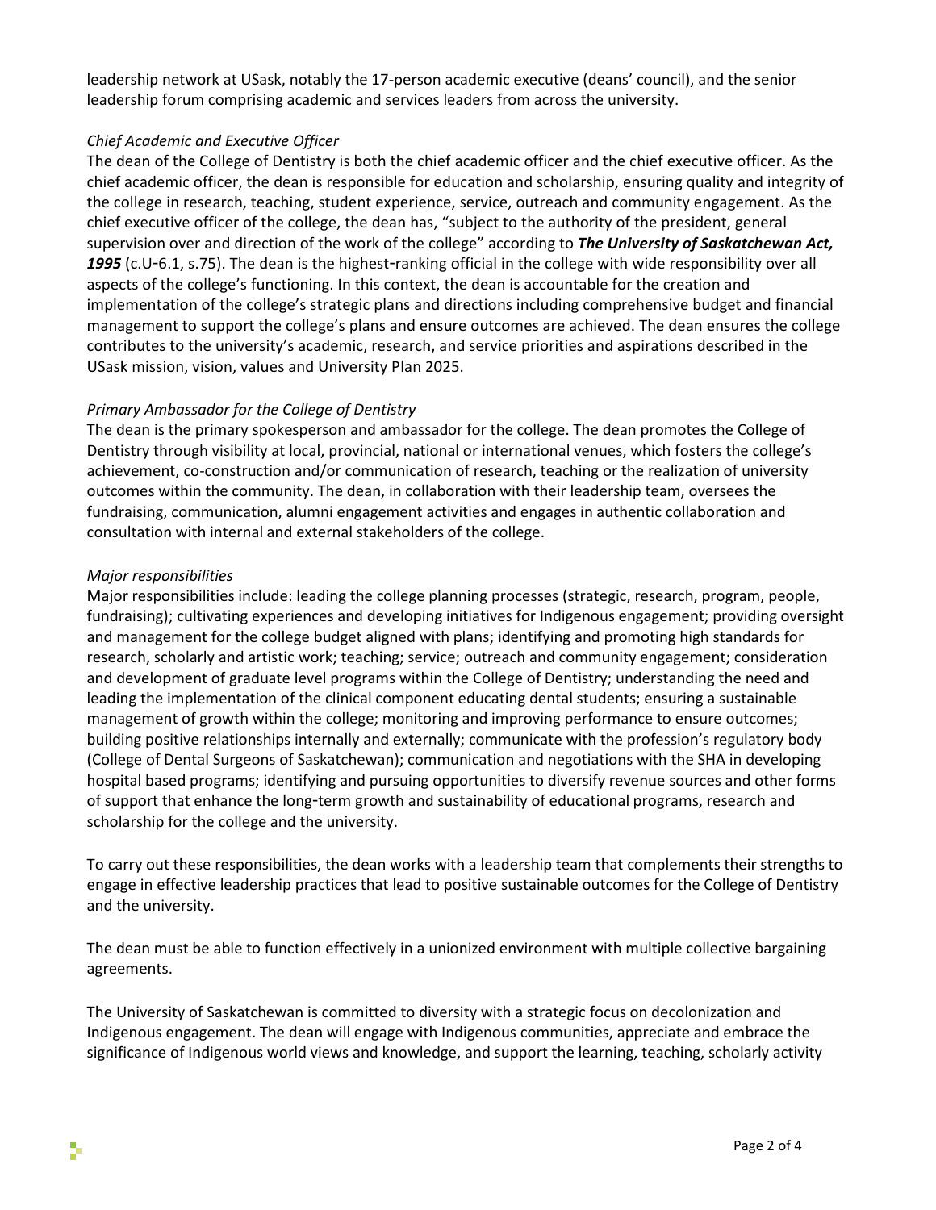leadership network at USask, notably the 17-person academic executive (deans' council), and the senior leadership forum comprising academic and services leaders from across the university.

*Chief Academic and Executive Officer*

The dean of the College of Dentistry is both the chief academic officer and the chief executive officer. As the chief academic officer, the dean is responsible for education and scholarship, ensuring quality and integrity of the college in research, teaching, student experience, service, outreach and community engagement. As the chief executive officer of the college, the dean has, "subject to the authority of the president, general supervision over and direction of the work of the college" according to ***The University of Saskatchewan Act, 1995*** (c.U-6.1, s.75). The dean is the highest-ranking official in the college with wide responsibility over all aspects of the college's functioning. In this context, the dean is accountable for the creation and implementation of the college's strategic plans and directions including comprehensive budget and financial management to support the college's plans and ensure outcomes are achieved. The dean ensures the college contributes to the university's academic, research, and service priorities and aspirations described in the USask mission, vision, values and University Plan 2025.

*Primary Ambassador for the College of Dentistry*

The dean is the primary spokesperson and ambassador for the college. The dean promotes the College of Dentistry through visibility at local, provincial, national or international venues, which fosters the college's achievement, co-construction and/or communication of research, teaching or the realization of university outcomes within the community. The dean, in collaboration with their leadership team, oversees the fundraising, communication, alumni engagement activities and engages in authentic collaboration and consultation with internal and external stakeholders of the college.

*Major responsibilities*

Major responsibilities include: leading the college planning processes (strategic, research, program, people, fundraising); cultivating experiences and developing initiatives for Indigenous engagement; providing oversight and management for the college budget aligned with plans; identifying and promoting high standards for research, scholarly and artistic work; teaching; service; outreach and community engagement; consideration and development of graduate level programs within the College of Dentistry; understanding the need and leading the implementation of the clinical component educating dental students; ensuring a sustainable management of growth within the college; monitoring and improving performance to ensure outcomes; building positive relationships internally and externally; communicate with the profession's regulatory body (College of Dental Surgeons of Saskatchewan); communication and negotiations with the SHA in developing hospital based programs; identifying and pursuing opportunities to diversify revenue sources and other forms of support that enhance the long-term growth and sustainability of educational programs, research and scholarship for the college and the university.

To carry out these responsibilities, the dean works with a leadership team that complements their strengths to engage in effective leadership practices that lead to positive sustainable outcomes for the College of Dentistry and the university.

The dean must be able to function effectively in a unionized environment with multiple collective bargaining agreements.

The University of Saskatchewan is committed to diversity with a strategic focus on decolonization and Indigenous engagement. The dean will engage with Indigenous communities, appreciate and embrace the significance of Indigenous world views and knowledge, and support the learning, teaching, scholarly activity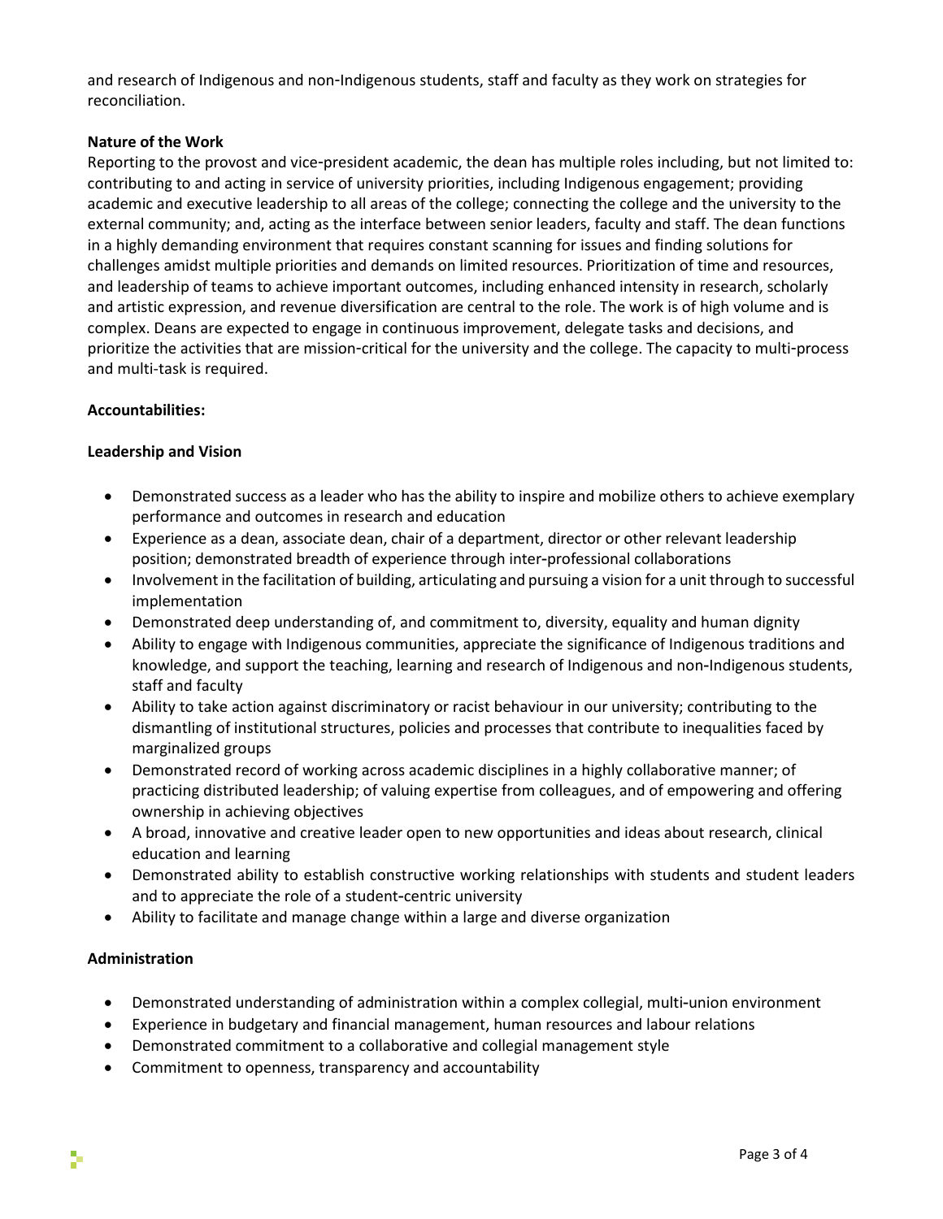and research of Indigenous and non-Indigenous students, staff and faculty as they work on strategies for reconciliation.

**Nature of the Work**

Reporting to the provost and vice-president academic, the dean has multiple roles including, but not limited to: contributing to and acting in service of university priorities, including Indigenous engagement; providing academic and executive leadership to all areas of the college; connecting the college and the university to the external community; and, acting as the interface between senior leaders, faculty and staff. The dean functions in a highly demanding environment that requires constant scanning for issues and finding solutions for challenges amidst multiple priorities and demands on limited resources. Prioritization of time and resources, and leadership of teams to achieve important outcomes, including enhanced intensity in research, scholarly and artistic expression, and revenue diversification are central to the role. The work is of high volume and is complex. Deans are expected to engage in continuous improvement, delegate tasks and decisions, and prioritize the activities that are mission-critical for the university and the college. The capacity to multi-process and multi-task is required.

**Accountabilities:**

**Leadership and Vision**

- Demonstrated success as a leader who has the ability to inspire and mobilize others to achieve exemplary performance and outcomes in research and education
- Experience as a dean, associate dean, chair of a department, director or other relevant leadership position; demonstrated breadth of experience through inter-professional collaborations
- Involvement in the facilitation of building, articulating and pursuing a vision for a unit through to successful implementation
- Demonstrated deep understanding of, and commitment to, diversity, equality and human dignity
- Ability to engage with Indigenous communities, appreciate the significance of Indigenous traditions and knowledge, and support the teaching, learning and research of Indigenous and non-Indigenous students, staff and faculty
- Ability to take action against discriminatory or racist behaviour in our university; contributing to the dismantling of institutional structures, policies and processes that contribute to inequalities faced by marginalized groups
- Demonstrated record of working across academic disciplines in a highly collaborative manner; of practicing distributed leadership; of valuing expertise from colleagues, and of empowering and offering ownership in achieving objectives
- A broad, innovative and creative leader open to new opportunities and ideas about research, clinical education and learning
- Demonstrated ability to establish constructive working relationships with students and student leaders and to appreciate the role of a student-centric university
- Ability to facilitate and manage change within a large and diverse organization

**Administration**

- Demonstrated understanding of administration within a complex collegial, multi-union environment
- Experience in budgetary and financial management, human resources and labour relations
- Demonstrated commitment to a collaborative and collegial management style
- Commitment to openness, transparency and accountability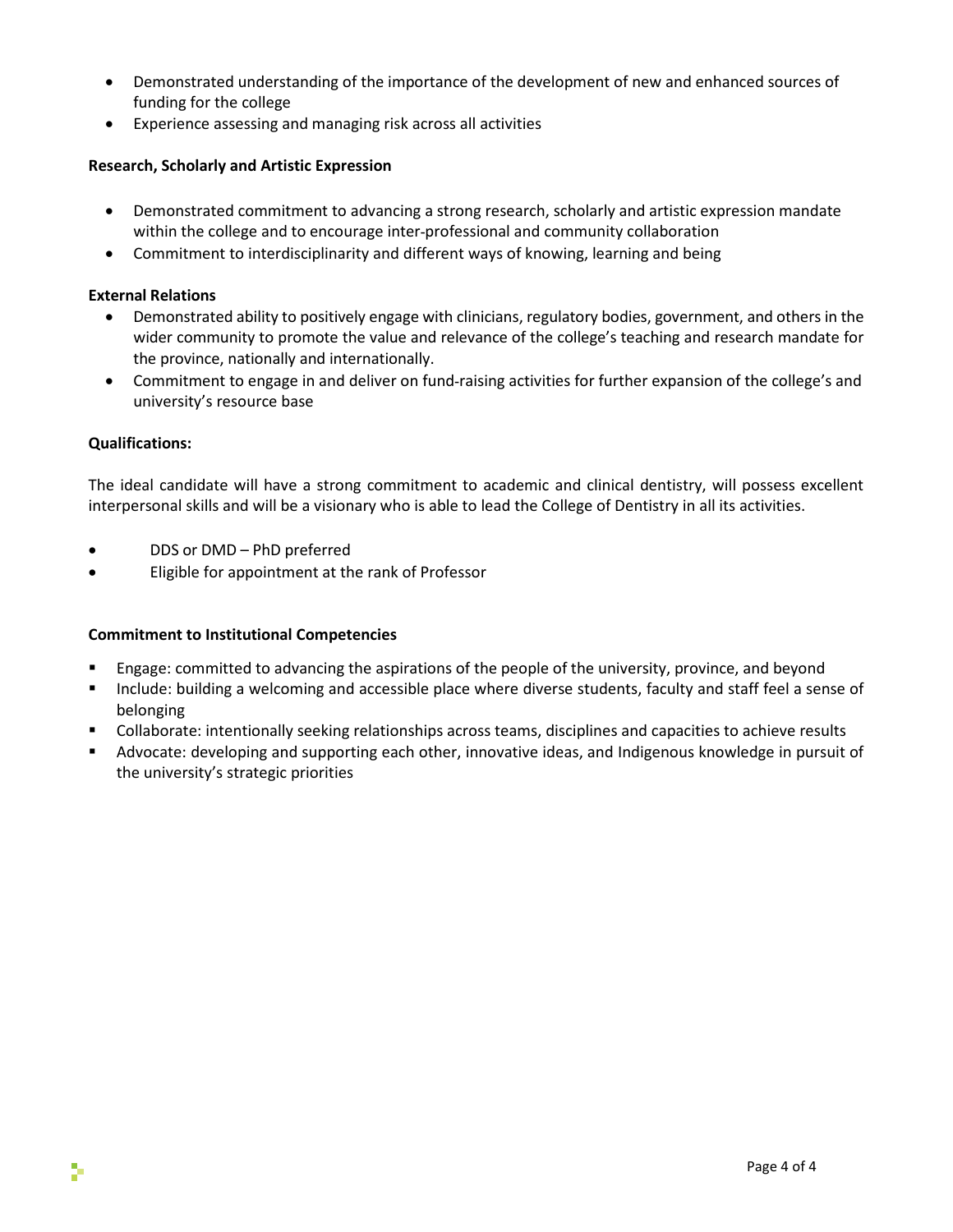- Demonstrated understanding of the importance of the development of new and enhanced sources of funding for the college
- Experience assessing and managing risk across all activities

**Research, Scholarly and Artistic Expression**

- Demonstrated commitment to advancing a strong research, scholarly and artistic expression mandate within the college and to encourage inter-professional and community collaboration
- Commitment to interdisciplinarity and different ways of knowing, learning and being

**External Relations**

- Demonstrated ability to positively engage with clinicians, regulatory bodies, government, and others in the wider community to promote the value and relevance of the college's teaching and research mandate for the province, nationally and internationally.
- Commitment to engage in and deliver on fund-raising activities for further expansion of the college's and university's resource base

**Qualifications:**

The ideal candidate will have a strong commitment to academic and clinical dentistry, will possess excellent interpersonal skills and will be a visionary who is able to lead the College of Dentistry in all its activities.

- DDS or DMD – PhD preferred
- Eligible for appointment at the rank of Professor

**Commitment to Institutional Competencies**

- Engage: committed to advancing the aspirations of the people of the university, province, and beyond
- Include: building a welcoming and accessible place where diverse students, faculty and staff feel a sense of belonging
- Collaborate: intentionally seeking relationships across teams, disciplines and capacities to achieve results
- Advocate: developing and supporting each other, innovative ideas, and Indigenous knowledge in pursuit of the university's strategic priorities